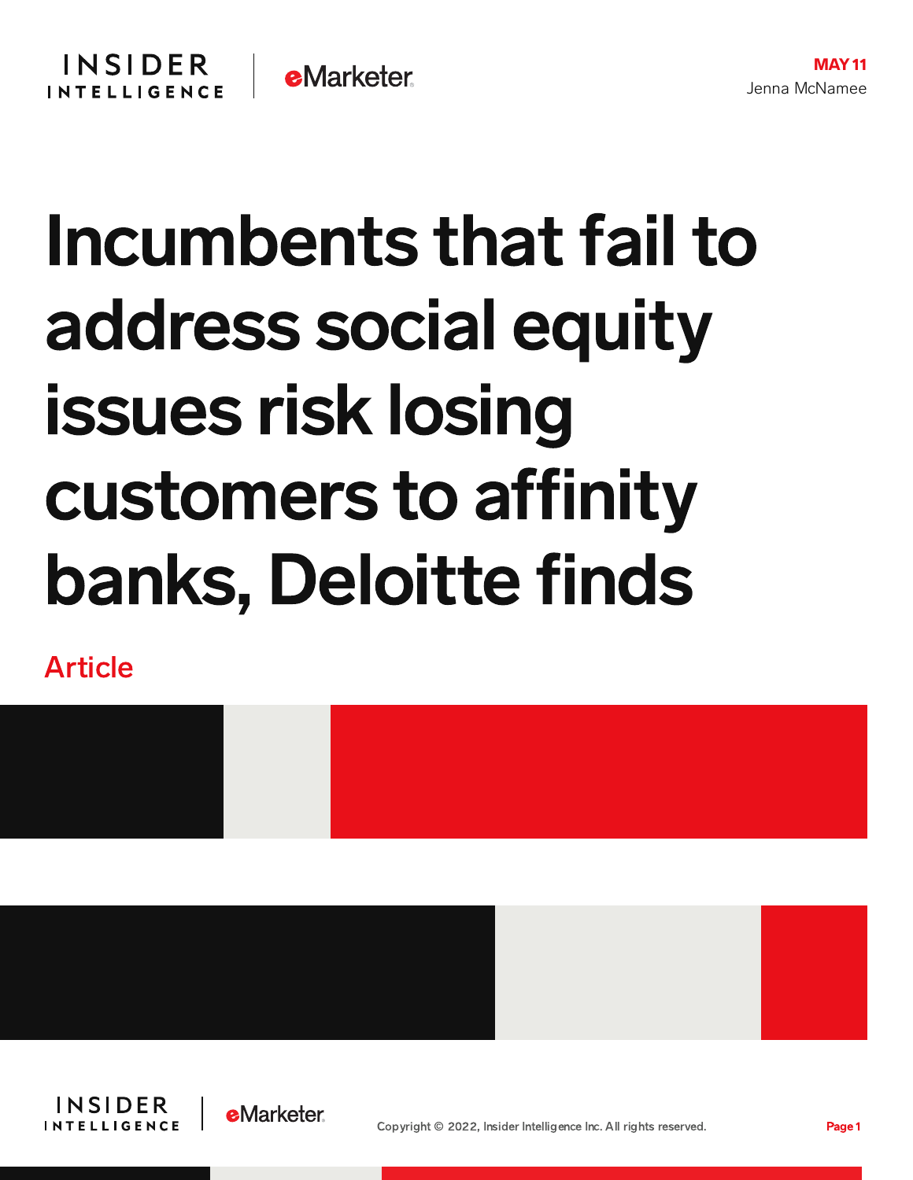MAY 11

Jenna McNamee

# Incumbents that fail to address social equity issues risk losing customers to affinity banks, Deloitte finds

Article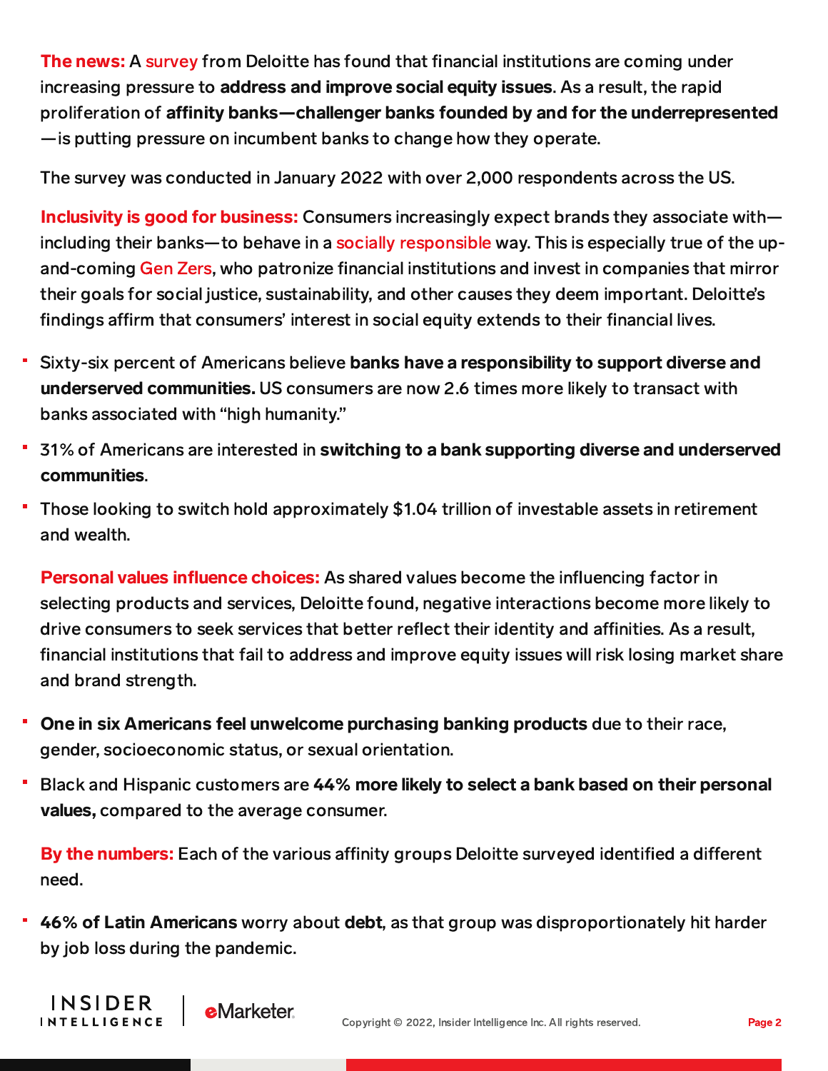**The news:** A survey from Deloitte has found that financial institutions are coming under increasing pressure to **address and improve social equity issues**. As a result, the rapid proliferation of **affinity banks—challenger banks founded by and for the underrepresented**—is putting pressure on incumbent banks to change how they operate.

The survey was conducted in January 2022 with over 2,000 respondents across the US.

**Inclusivity is good for business:** Consumers increasingly expect brands they associate with—including their banks—to behave in a socially responsible way. This is especially true of the up-and-coming Gen Zers, who patronize financial institutions and invest in companies that mirror their goals for social justice, sustainability, and other causes they deem important. Deloitte's findings affirm that consumers' interest in social equity extends to their financial lives.

- Sixty-six percent of Americans believe **banks have a responsibility to support diverse and underserved communities.** US consumers are now 2.6 times more likely to transact with banks associated with "high humanity."
- 31% of Americans are interested in **switching to a bank supporting diverse and underserved communities**.
- Those looking to switch hold approximately $1.04 trillion of investable assets in retirement and wealth.

**Personal values influence choices:** As shared values become the influencing factor in selecting products and services, Deloitte found, negative interactions become more likely to drive consumers to seek services that better reflect their identity and affinities. As a result, financial institutions that fail to address and improve equity issues will risk losing market share and brand strength.

- **One in six Americans feel unwelcome purchasing banking products** due to their race, gender, socioeconomic status, or sexual orientation.
- Black and Hispanic customers are **44% more likely to select a bank based on their personal values,** compared to the average consumer.

**By the numbers:** Each of the various affinity groups Deloitte surveyed identified a different need.

- **46% of Latin Americans** worry about **debt**, as that group was disproportionately hit harder by job loss during the pandemic.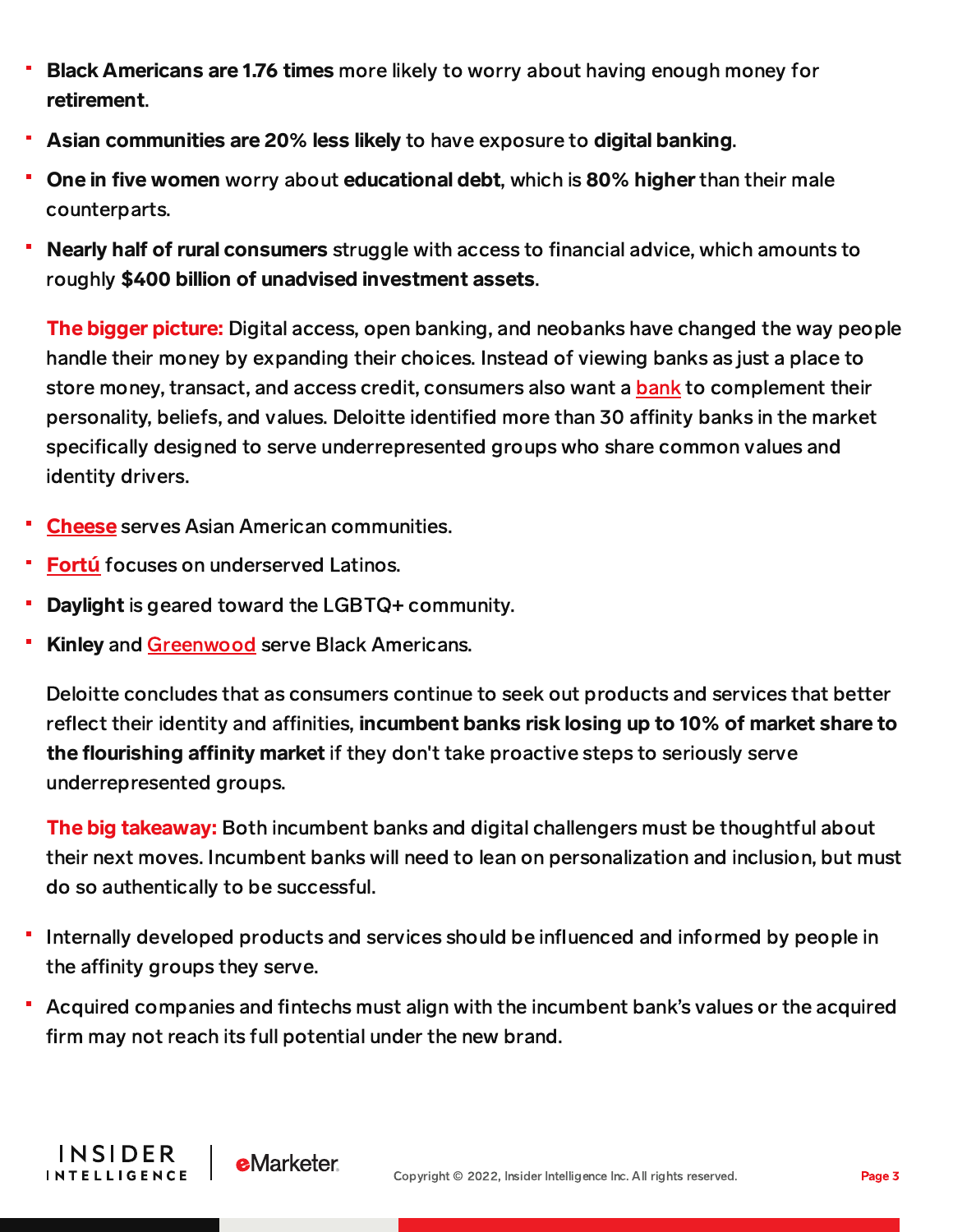- **Black Americans are 1.76 times** more likely to worry about having enough money for **retirement**.
- **Asian communities are 20% less likely** to have exposure to **digital banking**.
- **One in five women** worry about **educational debt**, which is **80% higher** than their male counterparts.
- **Nearly half of rural consumers** struggle with access to financial advice, which amounts to roughly **$400 billion of unadvised investment assets**.

**The bigger picture:** Digital access, open banking, and neobanks have changed the way people handle their money by expanding their choices. Instead of viewing banks as just a place to store money, transact, and access credit, consumers also want a bank to complement their personality, beliefs, and values. Deloitte identified more than 30 affinity banks in the market specifically designed to serve underrepresented groups who share common values and identity drivers.

- Cheese serves Asian American communities.
- Fortú focuses on underserved Latinos.
- **Daylight** is geared toward the LGBTQ+ community.
- **Kinley** and Greenwood serve Black Americans.

Deloitte concludes that as consumers continue to seek out products and services that better reflect their identity and affinities, **incumbent banks risk losing up to 10% of market share to the flourishing affinity market** if they don't take proactive steps to seriously serve underrepresented groups.

**The big takeaway:** Both incumbent banks and digital challengers must be thoughtful about their next moves. Incumbent banks will need to lean on personalization and inclusion, but must do so authentically to be successful.

- Internally developed products and services should be influenced and informed by people in the affinity groups they serve.
- Acquired companies and fintechs must align with the incumbent bank's values or the acquired firm may not reach its full potential under the new brand.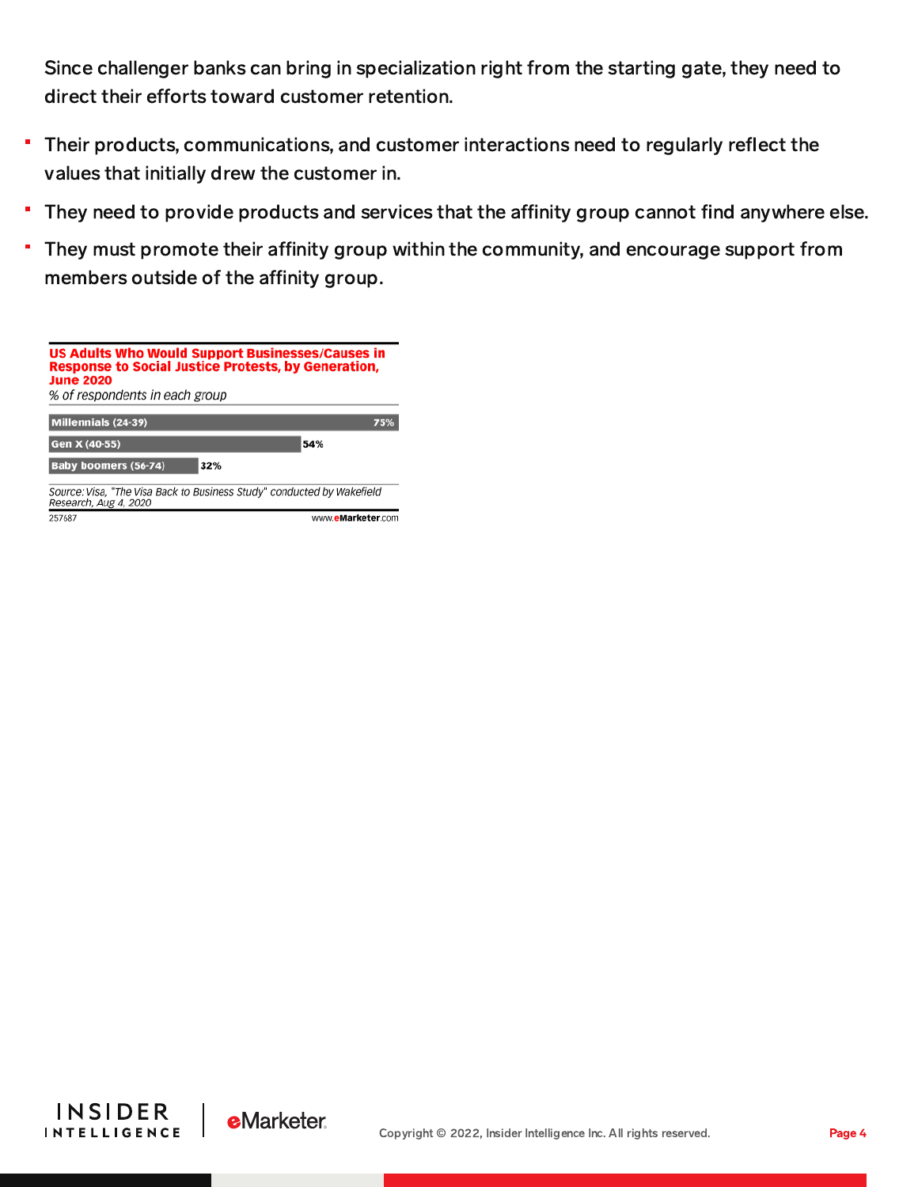Since challenger banks can bring in specialization right from the starting gate, they need to direct their efforts toward customer retention.

- Their products, communications, and customer interactions need to regularly reflect the values that initially drew the customer in.
- They need to provide products and services that the affinity group cannot find anywhere else.
- They must promote their affinity group within the community, and encourage support from members outside of the affinity group.

**US Adults Who Would Support Businesses/Causes in Response to Social Justice Protests, by Generation, June 2020**

*% of respondents in each group*

Millennials (24-39) 75%

Gen X (40-55) 54%

Baby boomers (56-74) 32%

*Source: Visa, "The Visa Back to Business Study" conducted by Wakefield Research, Aug 4, 2020*

257687 www.eMarketer.com